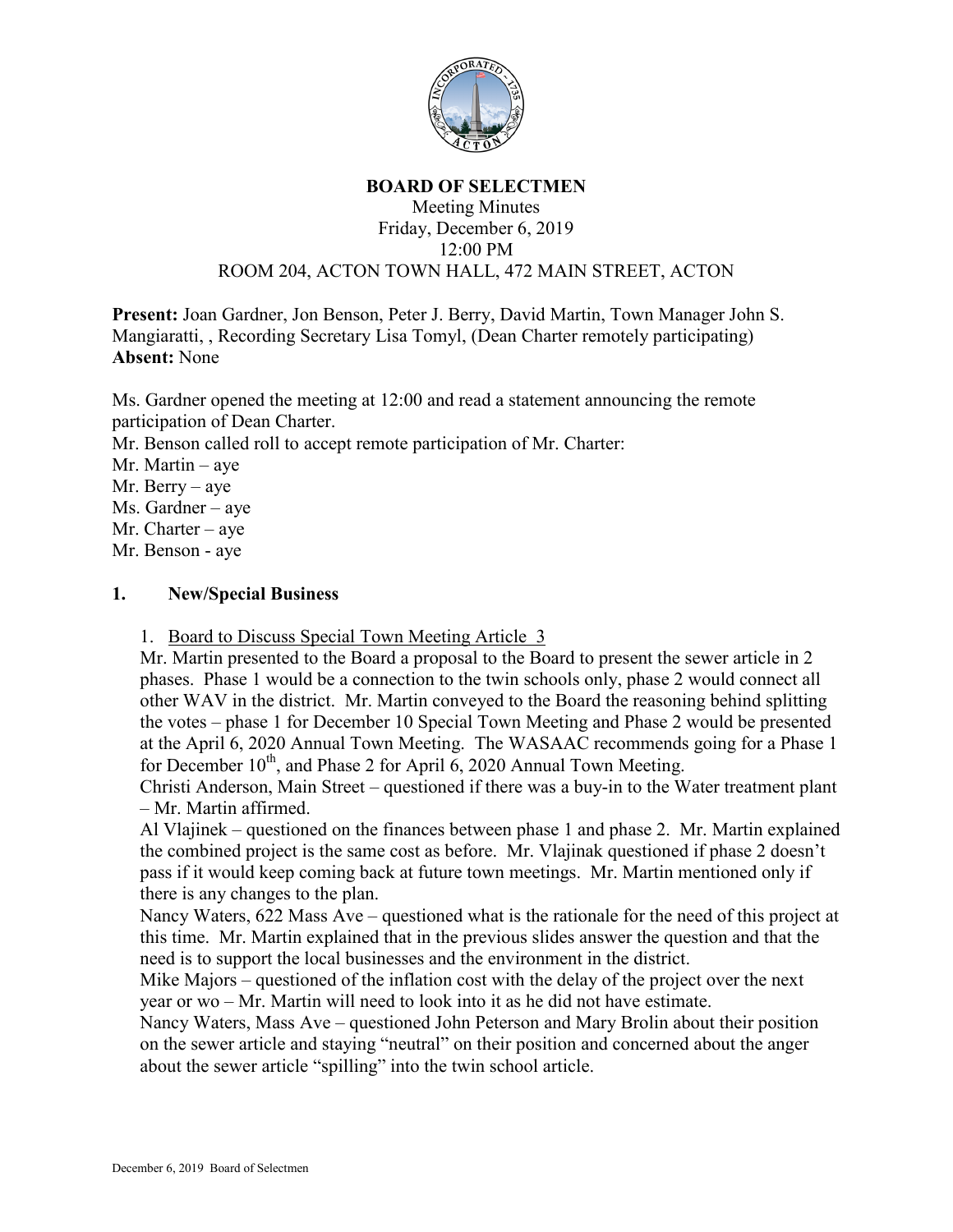# BOARD OF SELECTMEN

Meeting Minutes
Friday, December 6, 2019
12:00 PM
ROOM 204, ACTON TOWN HALL, 472 MAIN STREET, ACTON

**Present:** Joan Gardner, Jon Benson, Peter J. Berry, David Martin, Town Manager John S. Mangiaratti, , Recording Secretary Lisa Tomyl, (Dean Charter remotely participating)
**Absent:** None

Ms. Gardner opened the meeting at 12:00 and read a statement announcing the remote participation of Dean Charter.
Mr. Benson called roll to accept remote participation of Mr. Charter:
Mr. Martin – aye
Mr. Berry – aye
Ms. Gardner – aye
Mr. Charter – aye
Mr. Benson - aye

## 1. New/Special Business

1. Board to Discuss Special Town Meeting Article 3

Mr. Martin presented to the Board a proposal to the Board to present the sewer article in 2 phases. Phase 1 would be a connection to the twin schools only, phase 2 would connect all other WAV in the district. Mr. Martin conveyed to the Board the reasoning behind splitting the votes – phase 1 for December 10 Special Town Meeting and Phase 2 would be presented at the April 6, 2020 Annual Town Meeting. The WASAAC recommends going for a Phase 1 for December 10th, and Phase 2 for April 6, 2020 Annual Town Meeting.

Christi Anderson, Main Street – questioned if there was a buy-in to the Water treatment plant – Mr. Martin affirmed.

Al Vlajinek – questioned on the finances between phase 1 and phase 2. Mr. Martin explained the combined project is the same cost as before. Mr. Vlajinak questioned if phase 2 doesn't pass if it would keep coming back at future town meetings. Mr. Martin mentioned only if there is any changes to the plan.

Nancy Waters, 622 Mass Ave – questioned what is the rationale for the need of this project at this time. Mr. Martin explained that in the previous slides answer the question and that the need is to support the local businesses and the environment in the district.

Mike Majors – questioned of the inflation cost with the delay of the project over the next year or wo – Mr. Martin will need to look into it as he did not have estimate.

Nancy Waters, Mass Ave – questioned John Peterson and Mary Brolin about their position on the sewer article and staying "neutral" on their position and concerned about the anger about the sewer article "spilling" into the twin school article.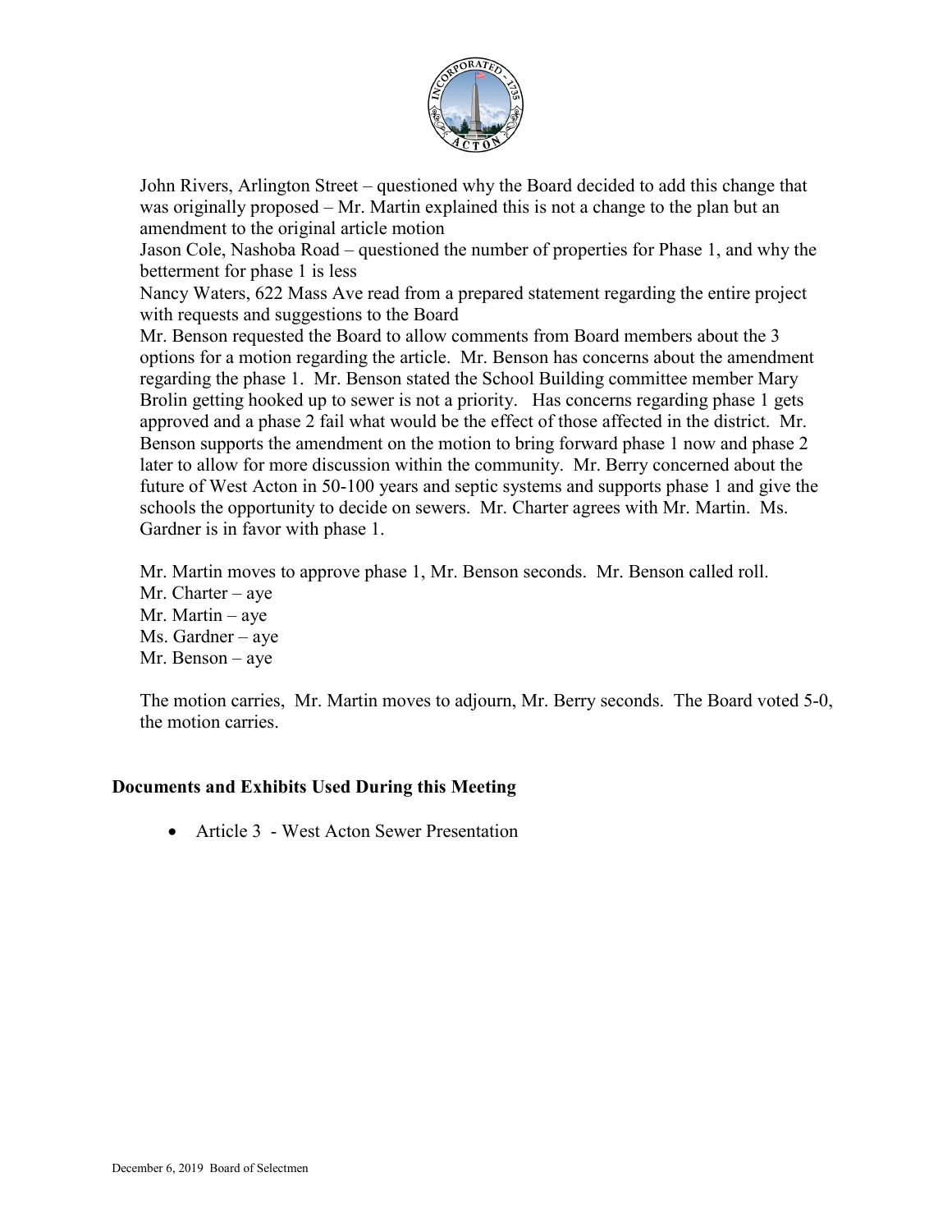John Rivers, Arlington Street – questioned why the Board decided to add this change that was originally proposed – Mr. Martin explained this is not a change to the plan but an amendment to the original article motion

Jason Cole, Nashoba Road – questioned the number of properties for Phase 1, and why the betterment for phase 1 is less

Nancy Waters, 622 Mass Ave read from a prepared statement regarding the entire project with requests and suggestions to the Board

Mr. Benson requested the Board to allow comments from Board members about the 3 options for a motion regarding the article. Mr. Benson has concerns about the amendment regarding the phase 1. Mr. Benson stated the School Building committee member Mary Brolin getting hooked up to sewer is not a priority. Has concerns regarding phase 1 gets approved and a phase 2 fail what would be the effect of those affected in the district. Mr. Benson supports the amendment on the motion to bring forward phase 1 now and phase 2 later to allow for more discussion within the community. Mr. Berry concerned about the future of West Acton in 50-100 years and septic systems and supports phase 1 and give the schools the opportunity to decide on sewers. Mr. Charter agrees with Mr. Martin. Ms. Gardner is in favor with phase 1.

Mr. Martin moves to approve phase 1, Mr. Benson seconds. Mr. Benson called roll.

Mr. Charter – aye

Mr. Martin – aye

Ms. Gardner – aye

Mr. Benson – aye

The motion carries, Mr. Martin moves to adjourn, Mr. Berry seconds. The Board voted 5-0, the motion carries.

## Documents and Exhibits Used During this Meeting

- Article 3 - West Acton Sewer Presentation